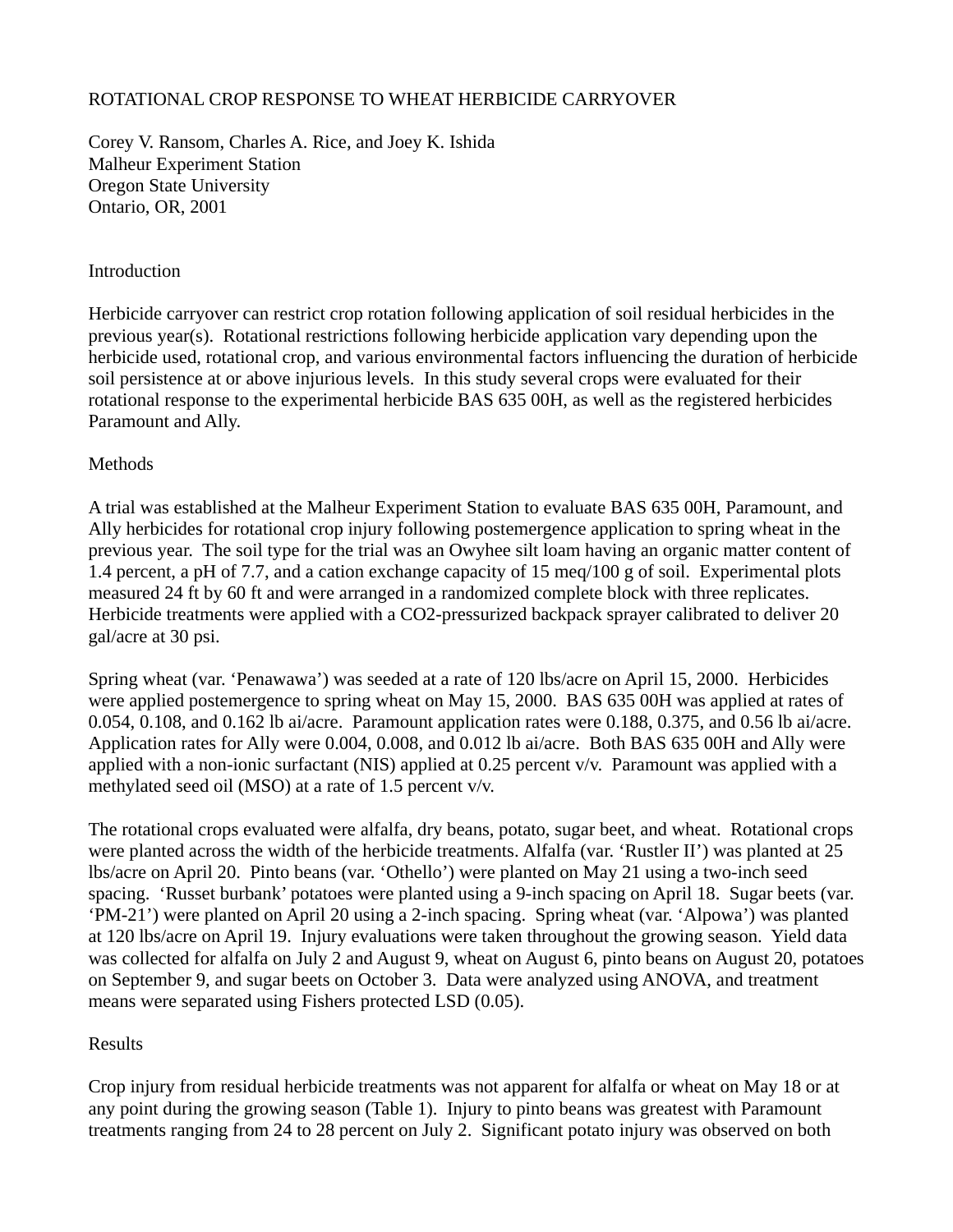# ROTATIONAL CROP RESPONSE TO WHEAT HERBICIDE CARRYOVER

Corey V. Ransom, Charles A. Rice, and Joey K. Ishida
Malheur Experiment Station
Oregon State University
Ontario, OR, 2001

## Introduction

Herbicide carryover can restrict crop rotation following application of soil residual herbicides in the previous year(s). Rotational restrictions following herbicide application vary depending upon the herbicide used, rotational crop, and various environmental factors influencing the duration of herbicide soil persistence at or above injurious levels. In this study several crops were evaluated for their rotational response to the experimental herbicide BAS 635 00H, as well as the registered herbicides Paramount and Ally.

## Methods

A trial was established at the Malheur Experiment Station to evaluate BAS 635 00H, Paramount, and Ally herbicides for rotational crop injury following postemergence application to spring wheat in the previous year. The soil type for the trial was an Owyhee silt loam having an organic matter content of 1.4 percent, a pH of 7.7, and a cation exchange capacity of 15 meq/100 g of soil. Experimental plots measured 24 ft by 60 ft and were arranged in a randomized complete block with three replicates. Herbicide treatments were applied with a $CO_2$-pressurized backpack sprayer calibrated to deliver 20 gal/acre at 30 psi.

Spring wheat (var. 'Penawawa') was seeded at a rate of 120 lbs/acre on April 15, 2000. Herbicides were applied postemergence to spring wheat on May 15, 2000. BAS 635 00H was applied at rates of 0.054, 0.108, and 0.162 lb ai/acre. Paramount application rates were 0.188, 0.375, and 0.56 lb ai/acre. Application rates for Ally were 0.004, 0.008, and 0.012 lb ai/acre. Both BAS 635 00H and Ally were applied with a non-ionic surfactant (NIS) applied at 0.25 percent v/v. Paramount was applied with a methylated seed oil (MSO) at a rate of 1.5 percent v/v.

The rotational crops evaluated were alfalfa, dry beans, potato, sugar beet, and wheat. Rotational crops were planted across the width of the herbicide treatments. Alfalfa (var. 'Rustler II') was planted at 25 lbs/acre on April 20. Pinto beans (var. 'Othello') were planted on May 21 using a two-inch seed spacing. 'Russet burbank' potatoes were planted using a 9-inch spacing on April 18. Sugar beets (var. 'PM-21') were planted on April 20 using a 2-inch spacing. Spring wheat (var. 'Alpowa') was planted at 120 lbs/acre on April 19. Injury evaluations were taken throughout the growing season. Yield data was collected for alfalfa on July 2 and August 9, wheat on August 6, pinto beans on August 20, potatoes on September 9, and sugar beets on October 3. Data were analyzed using ANOVA, and treatment means were separated using Fishers protected LSD (0.05).

## Results

Crop injury from residual herbicide treatments was not apparent for alfalfa or wheat on May 18 or at any point during the growing season (Table 1). Injury to pinto beans was greatest with Paramount treatments ranging from 24 to 28 percent on July 2. Significant potato injury was observed on both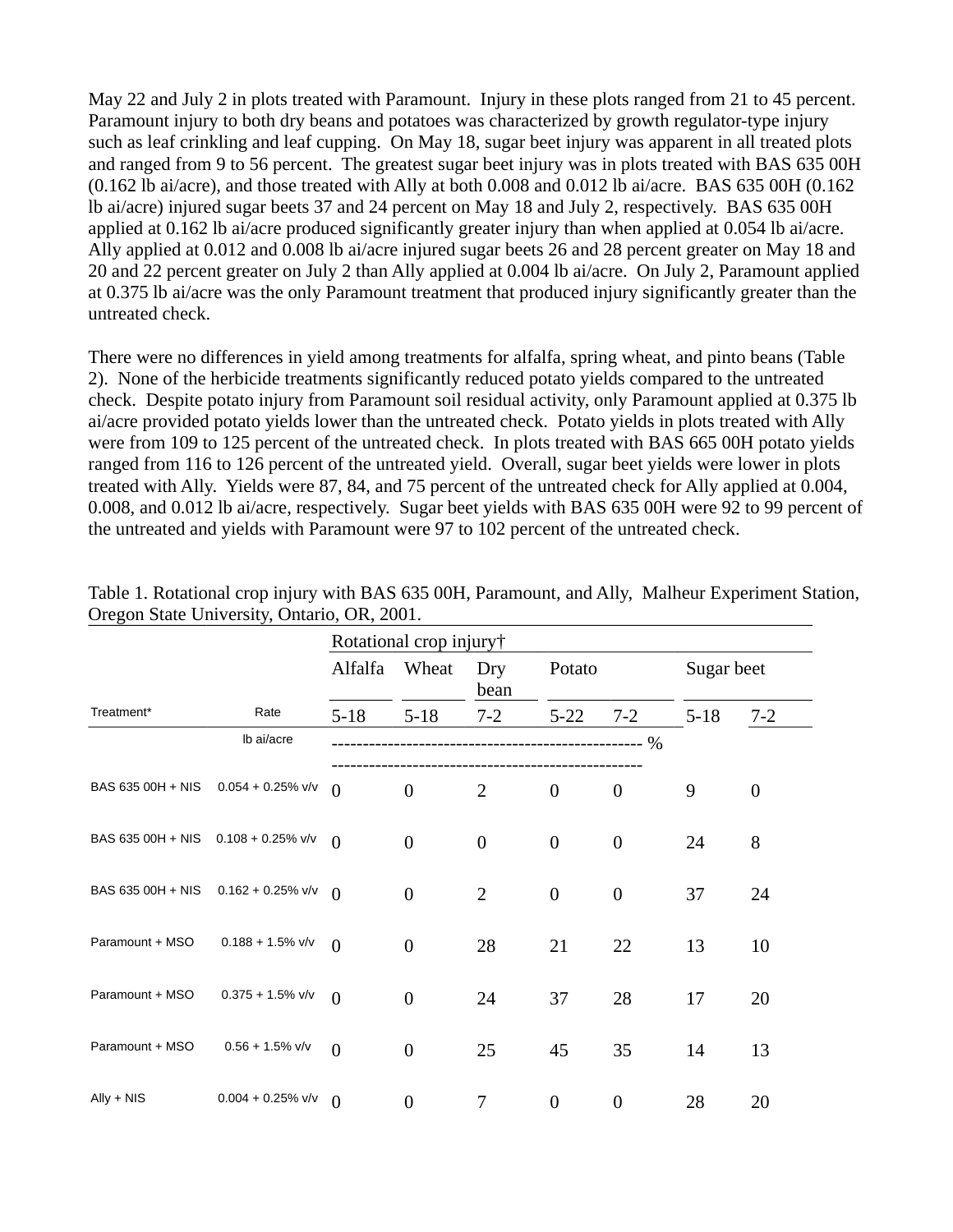May 22 and July 2 in plots treated with Paramount. Injury in these plots ranged from 21 to 45 percent. Paramount injury to both dry beans and potatoes was characterized by growth regulator-type injury such as leaf crinkling and leaf cupping. On May 18, sugar beet injury was apparent in all treated plots and ranged from 9 to 56 percent. The greatest sugar beet injury was in plots treated with BAS 635 00H (0.162 lb ai/acre), and those treated with Ally at both 0.008 and 0.012 lb ai/acre. BAS 635 00H (0.162 lb ai/acre) injured sugar beets 37 and 24 percent on May 18 and July 2, respectively. BAS 635 00H applied at 0.162 lb ai/acre produced significantly greater injury than when applied at 0.054 lb ai/acre. Ally applied at 0.012 and 0.008 lb ai/acre injured sugar beets 26 and 28 percent greater on May 18 and 20 and 22 percent greater on July 2 than Ally applied at 0.004 lb ai/acre. On July 2, Paramount applied at 0.375 lb ai/acre was the only Paramount treatment that produced injury significantly greater than the untreated check.

There were no differences in yield among treatments for alfalfa, spring wheat, and pinto beans (Table 2). None of the herbicide treatments significantly reduced potato yields compared to the untreated check. Despite potato injury from Paramount soil residual activity, only Paramount applied at 0.375 lb ai/acre provided potato yields lower than the untreated check. Potato yields in plots treated with Ally were from 109 to 125 percent of the untreated check. In plots treated with BAS 665 00H potato yields ranged from 116 to 126 percent of the untreated yield. Overall, sugar beet yields were lower in plots treated with Ally. Yields were 87, 84, and 75 percent of the untreated check for Ally applied at 0.004, 0.008, and 0.012 lb ai/acre, respectively. Sugar beet yields with BAS 635 00H were 92 to 99 percent of the untreated and yields with Paramount were 97 to 102 percent of the untreated check.

Table 1. Rotational crop injury with BAS 635 00H, Paramount, and Ally, Malheur Experiment Station, Oregon State University, Ontario, OR, 2001.

| | | Rotational crop injury† | | | | | | |
|---|---|---|---|---|---|---|---|---|
| | | Alfalfa | Wheat | Dry bean | Potato | | Sugar beet | |
| Treatment* | Rate | 5-18 | 5-18 | 7-2 | 5-22 | 7-2 | 5-18 | 7-2 |
| | lb ai/acre | % | | | | | | |
| BAS 635 00H + NIS | 0.054 + 0.25% v/v | 0 | 0 | 2 | 0 | 0 | 9 | 0 |
| BAS 635 00H + NIS | 0.108 + 0.25% v/v | 0 | 0 | 0 | 0 | 0 | 24 | 8 |
| BAS 635 00H + NIS | 0.162 + 0.25% v/v | 0 | 0 | 2 | 0 | 0 | 37 | 24 |
| Paramount + MSO | 0.188 + 1.5% v/v | 0 | 0 | 28 | 21 | 22 | 13 | 10 |
| Paramount + MSO | 0.375 + 1.5% v/v | 0 | 0 | 24 | 37 | 28 | 17 | 20 |
| Paramount + MSO | 0.56 + 1.5% v/v | 0 | 0 | 25 | 45 | 35 | 14 | 13 |
| Ally + NIS | 0.004 + 0.25% v/v | 0 | 0 | 7 | 0 | 0 | 28 | 20 |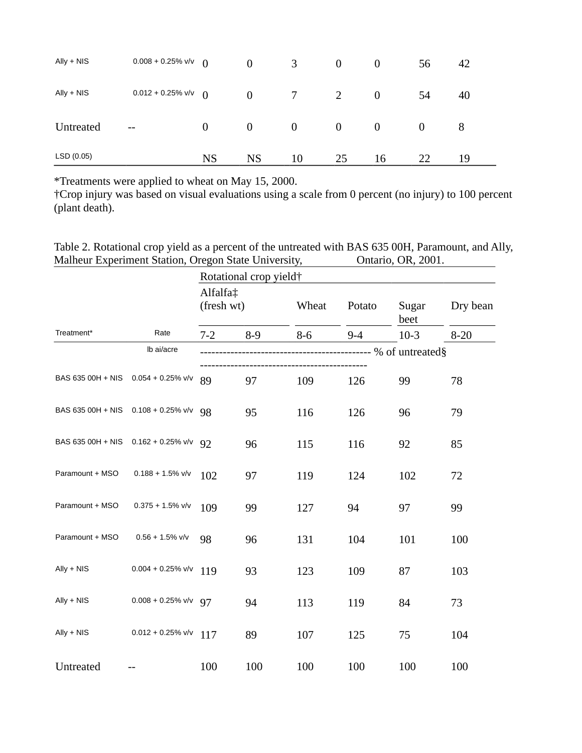| | | | | | | | | |
|---|---|---|---|---|---|---|---|---|
| Ally + NIS | 0.008 + 0.25% v/v | 0 | 0 | 3 | 0 | 0 | 56 | 42 |
| Ally + NIS | 0.012 + 0.25% v/v | 0 | 0 | 7 | 2 | 0 | 54 | 40 |
| Untreated | -- | 0 | 0 | 0 | 0 | 0 | 0 | 8 |
| LSD (0.05) | | NS | NS | 10 | 25 | 16 | 22 | 19 |

*Treatments were applied to wheat on May 15, 2000.
†Crop injury was based on visual evaluations using a scale from 0 percent (no injury) to 100 percent (plant death).

Table 2. Rotational crop yield as a percent of the untreated with BAS 635 00H, Paramount, and Ally, Malheur Experiment Station, Oregon State University, Ontario, OR, 2001.

| | | Rotational crop yield† | | | | | |
|---|---|---|---|---|---|---|---|
| | | Alfalfa‡ (fresh wt) | | Wheat | Potato | Sugar beet | Dry bean |
| Treatment* | Rate | 7-2 | 8-9 | 8-6 | 9-4 | 10-3 | 8-20 |
| | lb ai/acre | ------------- % of untreated§ ------------- | | | | | |
| BAS 635 00H + NIS | 0.054 + 0.25% v/v | 89 | 97 | 109 | 126 | 99 | 78 |
| BAS 635 00H + NIS | 0.108 + 0.25% v/v | 98 | 95 | 116 | 126 | 96 | 79 |
| BAS 635 00H + NIS | 0.162 + 0.25% v/v | 92 | 96 | 115 | 116 | 92 | 85 |
| Paramount + MSO | 0.188 + 1.5% v/v | 102 | 97 | 119 | 124 | 102 | 72 |
| Paramount + MSO | 0.375 + 1.5% v/v | 109 | 99 | 127 | 94 | 97 | 99 |
| Paramount + MSO | 0.56 + 1.5% v/v | 98 | 96 | 131 | 104 | 101 | 100 |
| Ally + NIS | 0.004 + 0.25% v/v | 119 | 93 | 123 | 109 | 87 | 103 |
| Ally + NIS | 0.008 + 0.25% v/v | 97 | 94 | 113 | 119 | 84 | 73 |
| Ally + NIS | 0.012 + 0.25% v/v | 117 | 89 | 107 | 125 | 75 | 104 |
| Untreated | -- | 100 | 100 | 100 | 100 | 100 | 100 |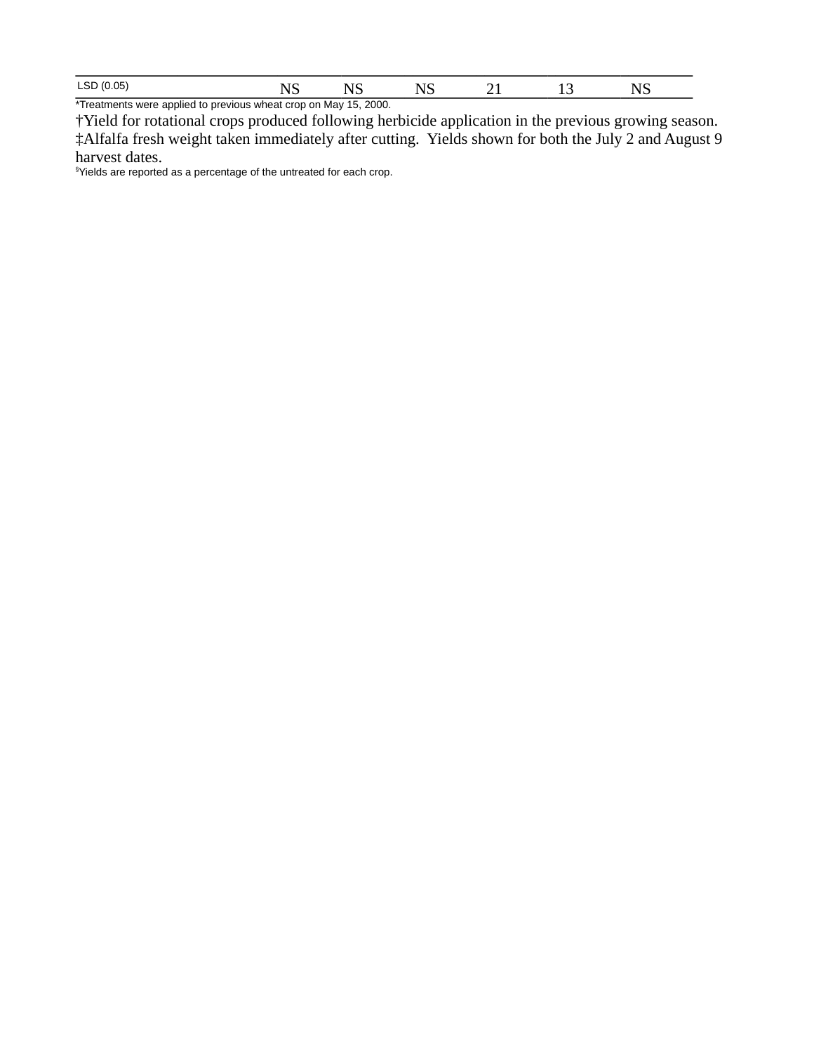| | | | | | | |
|---|---|---|---|---|---|---|
| LSD (0.05) | NS | NS | NS | 21 | 13 | NS |

*Treatments were applied to previous wheat crop on May 15, 2000.

†Yield for rotational crops produced following herbicide application in the previous growing season.

‡Alfalfa fresh weight taken immediately after cutting. Yields shown for both the July 2 and August 9 harvest dates.

§Yields are reported as a percentage of the untreated for each crop.